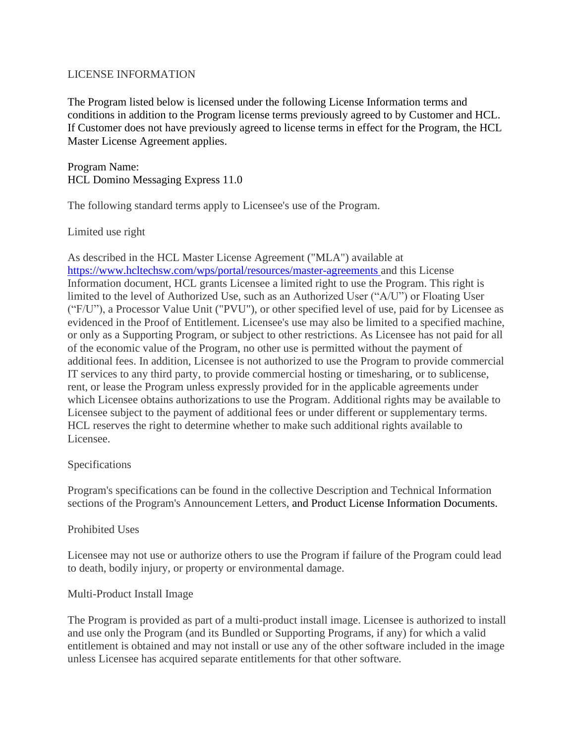# LICENSE INFORMATION

The Program listed below is licensed under the following License Information terms and conditions in addition to the Program license terms previously agreed to by Customer and HCL. If Customer does not have previously agreed to license terms in effect for the Program, the HCL Master License Agreement applies.

Program Name:
HCL Domino Messaging Express 11.0

The following standard terms apply to Licensee's use of the Program.

## Limited use right

As described in the HCL Master License Agreement ("MLA") available at https://www.hcltechsw.com/wps/portal/resources/master-agreements and this License Information document, HCL grants Licensee a limited right to use the Program. This right is limited to the level of Authorized Use, such as an Authorized User ("A/U") or Floating User ("F/U"), a Processor Value Unit ("PVU"), or other specified level of use, paid for by Licensee as evidenced in the Proof of Entitlement. Licensee's use may also be limited to a specified machine, or only as a Supporting Program, or subject to other restrictions. As Licensee has not paid for all of the economic value of the Program, no other use is permitted without the payment of additional fees. In addition, Licensee is not authorized to use the Program to provide commercial IT services to any third party, to provide commercial hosting or timesharing, or to sublicense, rent, or lease the Program unless expressly provided for in the applicable agreements under which Licensee obtains authorizations to use the Program. Additional rights may be available to Licensee subject to the payment of additional fees or under different or supplementary terms. HCL reserves the right to determine whether to make such additional rights available to Licensee.

## Specifications

Program's specifications can be found in the collective Description and Technical Information sections of the Program's Announcement Letters, and Product License Information Documents.

## Prohibited Uses

Licensee may not use or authorize others to use the Program if failure of the Program could lead to death, bodily injury, or property or environmental damage.

## Multi-Product Install Image

The Program is provided as part of a multi-product install image. Licensee is authorized to install and use only the Program (and its Bundled or Supporting Programs, if any) for which a valid entitlement is obtained and may not install or use any of the other software included in the image unless Licensee has acquired separate entitlements for that other software.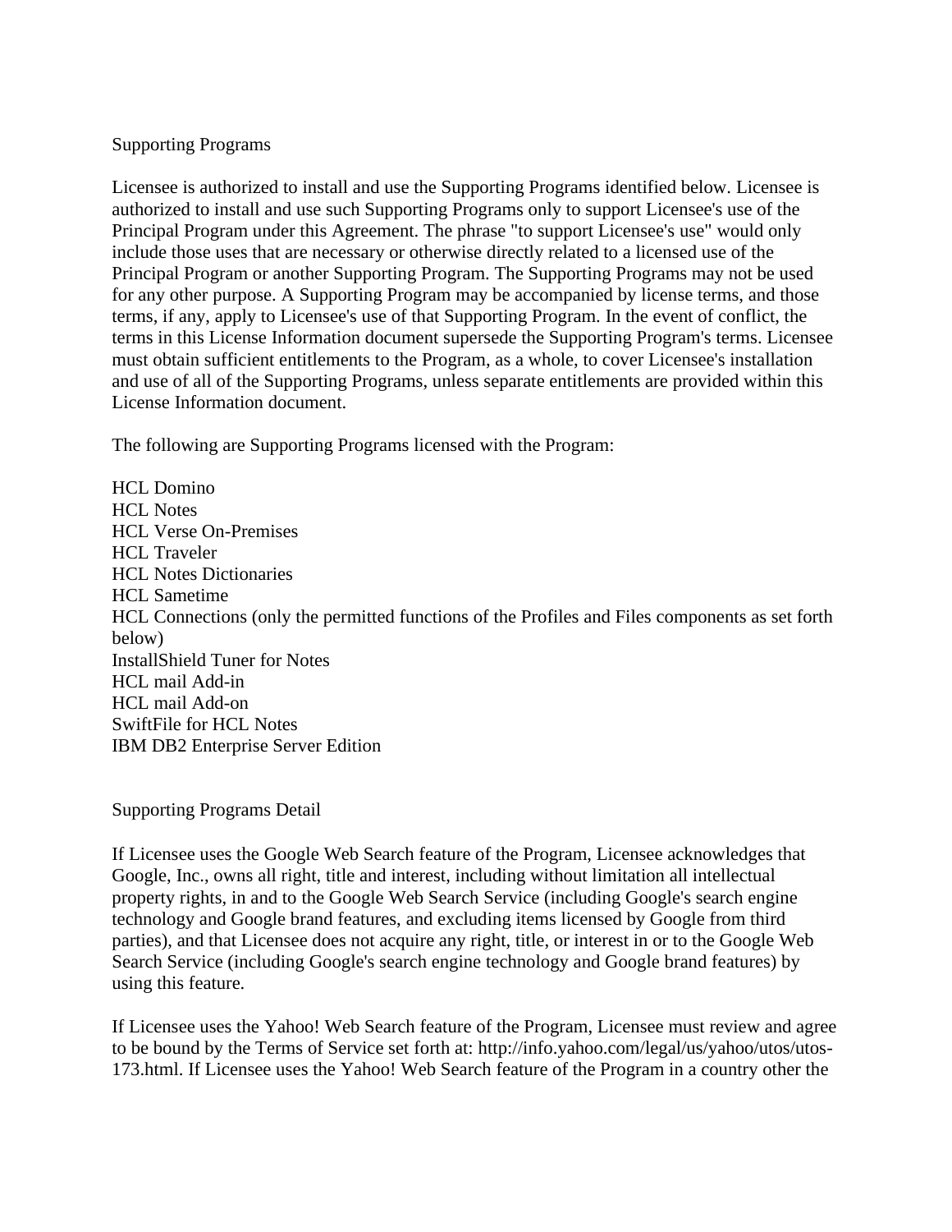## Supporting Programs

Licensee is authorized to install and use the Supporting Programs identified below. Licensee is authorized to install and use such Supporting Programs only to support Licensee's use of the Principal Program under this Agreement. The phrase "to support Licensee's use" would only include those uses that are necessary or otherwise directly related to a licensed use of the Principal Program or another Supporting Program. The Supporting Programs may not be used for any other purpose. A Supporting Program may be accompanied by license terms, and those terms, if any, apply to Licensee's use of that Supporting Program. In the event of conflict, the terms in this License Information document supersede the Supporting Program's terms. Licensee must obtain sufficient entitlements to the Program, as a whole, to cover Licensee's installation and use of all of the Supporting Programs, unless separate entitlements are provided within this License Information document.

The following are Supporting Programs licensed with the Program:

HCL Domino
HCL Notes
HCL Verse On-Premises
HCL Traveler
HCL Notes Dictionaries
HCL Sametime
HCL Connections (only the permitted functions of the Profiles and Files components as set forth below)
InstallShield Tuner for Notes
HCL mail Add-in
HCL mail Add-on
SwiftFile for HCL Notes
IBM DB2 Enterprise Server Edition

## Supporting Programs Detail

If Licensee uses the Google Web Search feature of the Program, Licensee acknowledges that Google, Inc., owns all right, title and interest, including without limitation all intellectual property rights, in and to the Google Web Search Service (including Google's search engine technology and Google brand features, and excluding items licensed by Google from third parties), and that Licensee does not acquire any right, title, or interest in or to the Google Web Search Service (including Google's search engine technology and Google brand features) by using this feature.

If Licensee uses the Yahoo! Web Search feature of the Program, Licensee must review and agree to be bound by the Terms of Service set forth at: http://info.yahoo.com/legal/us/yahoo/utos/utos-173.html. If Licensee uses the Yahoo! Web Search feature of the Program in a country other the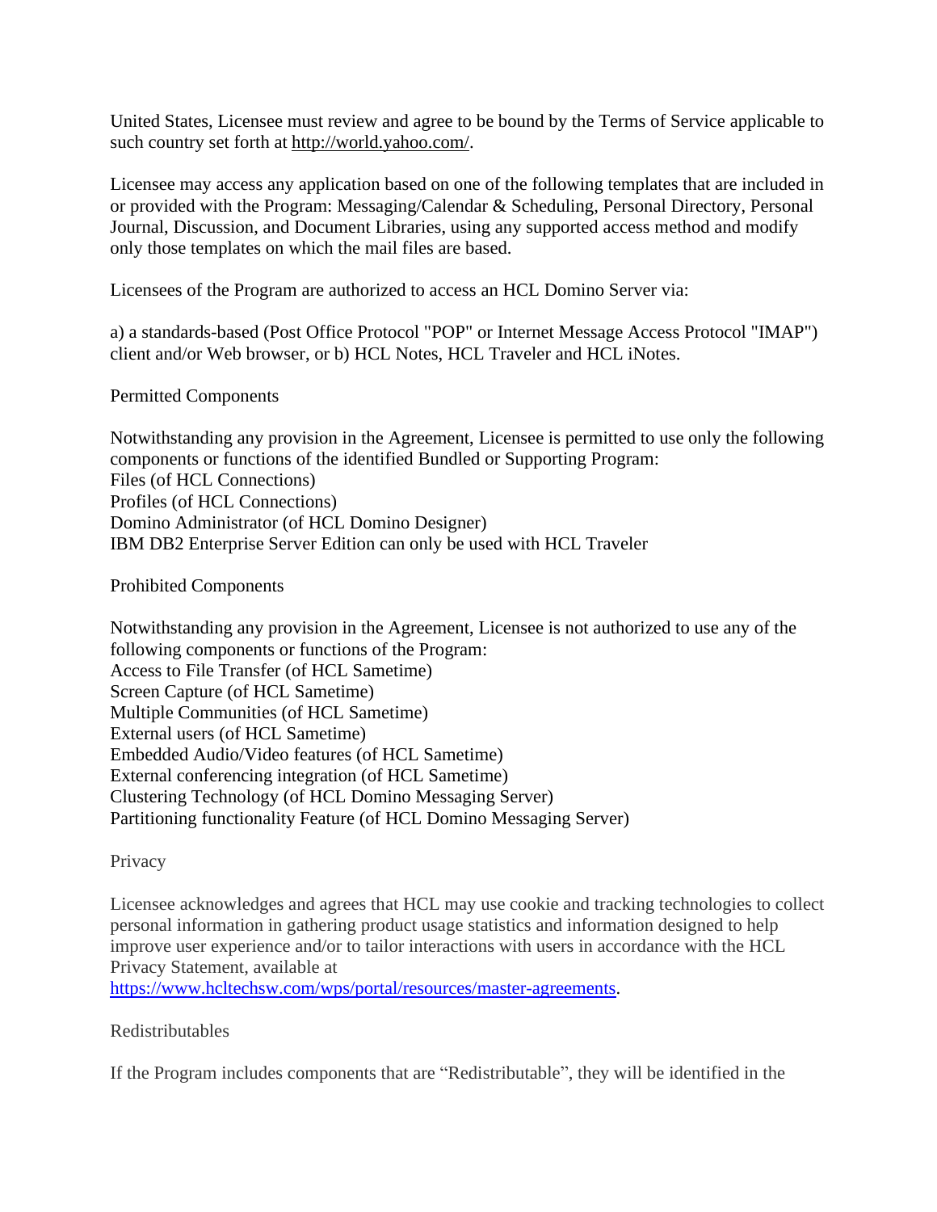United States, Licensee must review and agree to be bound by the Terms of Service applicable to such country set forth at http://world.yahoo.com/.

Licensee may access any application based on one of the following templates that are included in or provided with the Program: Messaging/Calendar & Scheduling, Personal Directory, Personal Journal, Discussion, and Document Libraries, using any supported access method and modify only those templates on which the mail files are based.

Licensees of the Program are authorized to access an HCL Domino Server via:

a) a standards-based (Post Office Protocol "POP" or Internet Message Access Protocol "IMAP") client and/or Web browser, or b) HCL Notes, HCL Traveler and HCL iNotes.

Permitted Components

Notwithstanding any provision in the Agreement, Licensee is permitted to use only the following components or functions of the identified Bundled or Supporting Program:
Files (of HCL Connections)
Profiles (of HCL Connections)
Domino Administrator (of HCL Domino Designer)
IBM DB2 Enterprise Server Edition can only be used with HCL Traveler

Prohibited Components

Notwithstanding any provision in the Agreement, Licensee is not authorized to use any of the following components or functions of the Program:
Access to File Transfer (of HCL Sametime)
Screen Capture (of HCL Sametime)
Multiple Communities (of HCL Sametime)
External users (of HCL Sametime)
Embedded Audio/Video features (of HCL Sametime)
External conferencing integration (of HCL Sametime)
Clustering Technology (of HCL Domino Messaging Server)
Partitioning functionality Feature (of HCL Domino Messaging Server)

Privacy

Licensee acknowledges and agrees that HCL may use cookie and tracking technologies to collect personal information in gathering product usage statistics and information designed to help improve user experience and/or to tailor interactions with users in accordance with the HCL Privacy Statement, available at https://www.hcltechsw.com/wps/portal/resources/master-agreements.

Redistributables

If the Program includes components that are "Redistributable", they will be identified in the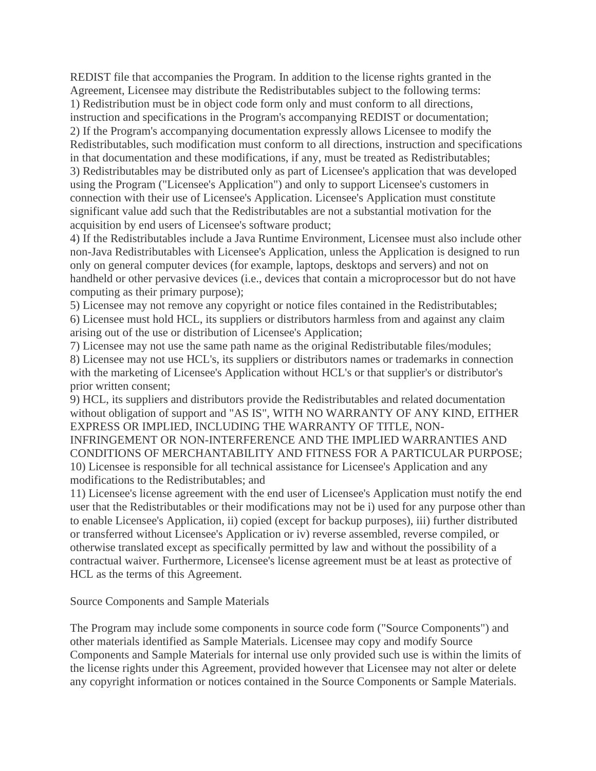REDIST file that accompanies the Program. In addition to the license rights granted in the Agreement, Licensee may distribute the Redistributables subject to the following terms:
1) Redistribution must be in object code form only and must conform to all directions, instruction and specifications in the Program's accompanying REDIST or documentation;
2) If the Program's accompanying documentation expressly allows Licensee to modify the Redistributables, such modification must conform to all directions, instruction and specifications in that documentation and these modifications, if any, must be treated as Redistributables;
3) Redistributables may be distributed only as part of Licensee's application that was developed using the Program ("Licensee's Application") and only to support Licensee's customers in connection with their use of Licensee's Application. Licensee's Application must constitute significant value add such that the Redistributables are not a substantial motivation for the acquisition by end users of Licensee's software product;
4) If the Redistributables include a Java Runtime Environment, Licensee must also include other non-Java Redistributables with Licensee's Application, unless the Application is designed to run only on general computer devices (for example, laptops, desktops and servers) and not on handheld or other pervasive devices (i.e., devices that contain a microprocessor but do not have computing as their primary purpose);
5) Licensee may not remove any copyright or notice files contained in the Redistributables;
6) Licensee must hold HCL, its suppliers or distributors harmless from and against any claim arising out of the use or distribution of Licensee's Application;
7) Licensee may not use the same path name as the original Redistributable files/modules;
8) Licensee may not use HCL's, its suppliers or distributors names or trademarks in connection with the marketing of Licensee's Application without HCL's or that supplier's or distributor's prior written consent;
9) HCL, its suppliers and distributors provide the Redistributables and related documentation without obligation of support and "AS IS", WITH NO WARRANTY OF ANY KIND, EITHER EXPRESS OR IMPLIED, INCLUDING THE WARRANTY OF TITLE, NON-INFRINGEMENT OR NON-INTERFERENCE AND THE IMPLIED WARRANTIES AND CONDITIONS OF MERCHANTABILITY AND FITNESS FOR A PARTICULAR PURPOSE;
10) Licensee is responsible for all technical assistance for Licensee's Application and any modifications to the Redistributables; and
11) Licensee's license agreement with the end user of Licensee's Application must notify the end user that the Redistributables or their modifications may not be i) used for any purpose other than to enable Licensee's Application, ii) copied (except for backup purposes), iii) further distributed or transferred without Licensee's Application or iv) reverse assembled, reverse compiled, or otherwise translated except as specifically permitted by law and without the possibility of a contractual waiver. Furthermore, Licensee's license agreement must be at least as protective of HCL as the terms of this Agreement.

Source Components and Sample Materials

The Program may include some components in source code form ("Source Components") and other materials identified as Sample Materials. Licensee may copy and modify Source Components and Sample Materials for internal use only provided such use is within the limits of the license rights under this Agreement, provided however that Licensee may not alter or delete any copyright information or notices contained in the Source Components or Sample Materials.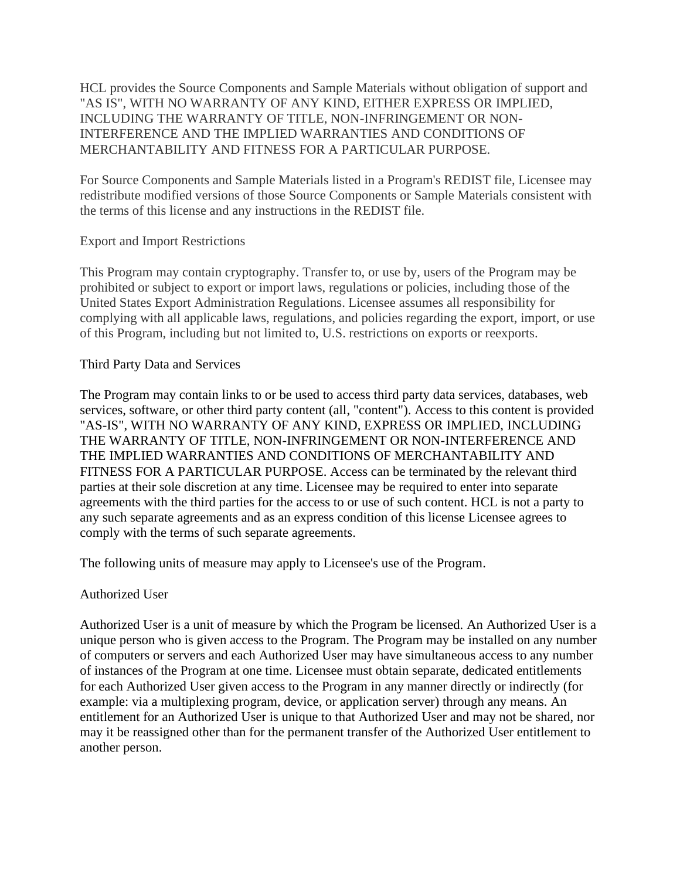HCL provides the Source Components and Sample Materials without obligation of support and "AS IS", WITH NO WARRANTY OF ANY KIND, EITHER EXPRESS OR IMPLIED, INCLUDING THE WARRANTY OF TITLE, NON-INFRINGEMENT OR NON-INTERFERENCE AND THE IMPLIED WARRANTIES AND CONDITIONS OF MERCHANTABILITY AND FITNESS FOR A PARTICULAR PURPOSE.

For Source Components and Sample Materials listed in a Program's REDIST file, Licensee may redistribute modified versions of those Source Components or Sample Materials consistent with the terms of this license and any instructions in the REDIST file.

## Export and Import Restrictions

This Program may contain cryptography. Transfer to, or use by, users of the Program may be prohibited or subject to export or import laws, regulations or policies, including those of the United States Export Administration Regulations. Licensee assumes all responsibility for complying with all applicable laws, regulations, and policies regarding the export, import, or use of this Program, including but not limited to, U.S. restrictions on exports or reexports.

## Third Party Data and Services

The Program may contain links to or be used to access third party data services, databases, web services, software, or other third party content (all, "content"). Access to this content is provided "AS-IS", WITH NO WARRANTY OF ANY KIND, EXPRESS OR IMPLIED, INCLUDING THE WARRANTY OF TITLE, NON-INFRINGEMENT OR NON-INTERFERENCE AND THE IMPLIED WARRANTIES AND CONDITIONS OF MERCHANTABILITY AND FITNESS FOR A PARTICULAR PURPOSE. Access can be terminated by the relevant third parties at their sole discretion at any time. Licensee may be required to enter into separate agreements with the third parties for the access to or use of such content. HCL is not a party to any such separate agreements and as an express condition of this license Licensee agrees to comply with the terms of such separate agreements.

The following units of measure may apply to Licensee's use of the Program.

## Authorized User

Authorized User is a unit of measure by which the Program be licensed. An Authorized User is a unique person who is given access to the Program. The Program may be installed on any number of computers or servers and each Authorized User may have simultaneous access to any number of instances of the Program at one time. Licensee must obtain separate, dedicated entitlements for each Authorized User given access to the Program in any manner directly or indirectly (for example: via a multiplexing program, device, or application server) through any means. An entitlement for an Authorized User is unique to that Authorized User and may not be shared, nor may it be reassigned other than for the permanent transfer of the Authorized User entitlement to another person.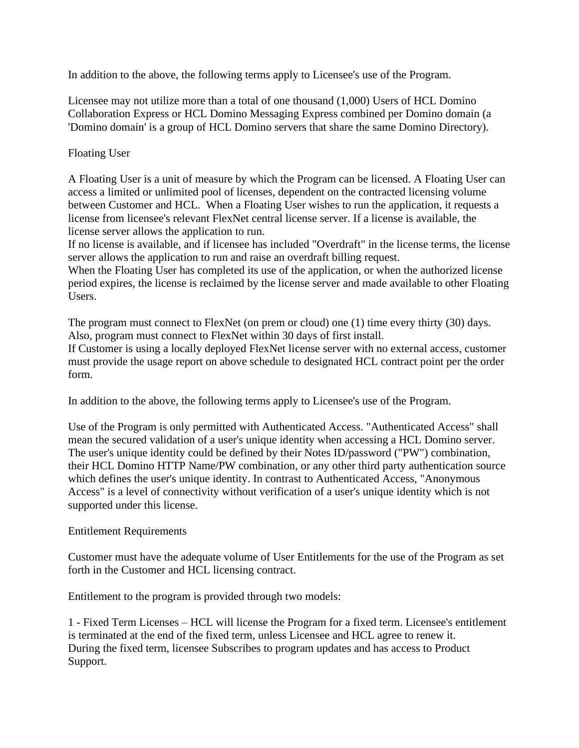In addition to the above, the following terms apply to Licensee's use of the Program.

Licensee may not utilize more than a total of one thousand (1,000) Users of HCL Domino Collaboration Express or HCL Domino Messaging Express combined per Domino domain (a 'Domino domain' is a group of HCL Domino servers that share the same Domino Directory).

## Floating User

A Floating User is a unit of measure by which the Program can be licensed. A Floating User can access a limited or unlimited pool of licenses, dependent on the contracted licensing volume between Customer and HCL. When a Floating User wishes to run the application, it requests a license from licensee's relevant FlexNet central license server. If a license is available, the license server allows the application to run.
If no license is available, and if licensee has included "Overdraft" in the license terms, the license server allows the application to run and raise an overdraft billing request.
When the Floating User has completed its use of the application, or when the authorized license period expires, the license is reclaimed by the license server and made available to other Floating Users.

The program must connect to FlexNet (on prem or cloud) one (1) time every thirty (30) days.
Also, program must connect to FlexNet within 30 days of first install.
If Customer is using a locally deployed FlexNet license server with no external access, customer must provide the usage report on above schedule to designated HCL contract point per the order form.

In addition to the above, the following terms apply to Licensee's use of the Program.

Use of the Program is only permitted with Authenticated Access. "Authenticated Access" shall mean the secured validation of a user's unique identity when accessing a HCL Domino server. The user's unique identity could be defined by their Notes ID/password ("PW") combination, their HCL Domino HTTP Name/PW combination, or any other third party authentication source which defines the user's unique identity. In contrast to Authenticated Access, "Anonymous Access" is a level of connectivity without verification of a user's unique identity which is not supported under this license.

## Entitlement Requirements

Customer must have the adequate volume of User Entitlements for the use of the Program as set forth in the Customer and HCL licensing contract.

Entitlement to the program is provided through two models:

1 - Fixed Term Licenses – HCL will license the Program for a fixed term. Licensee's entitlement is terminated at the end of the fixed term, unless Licensee and HCL agree to renew it.
During the fixed term, licensee Subscribes to program updates and has access to Product Support.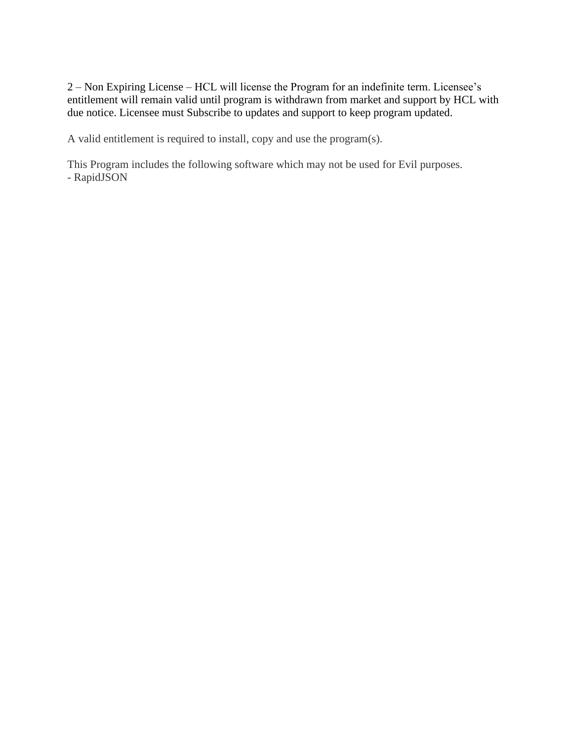2 – Non Expiring License – HCL will license the Program for an indefinite term. Licensee's entitlement will remain valid until program is withdrawn from market and support by HCL with due notice. Licensee must Subscribe to updates and support to keep program updated.

A valid entitlement is required to install, copy and use the program(s).

This Program includes the following software which may not be used for Evil purposes.
- RapidJSON